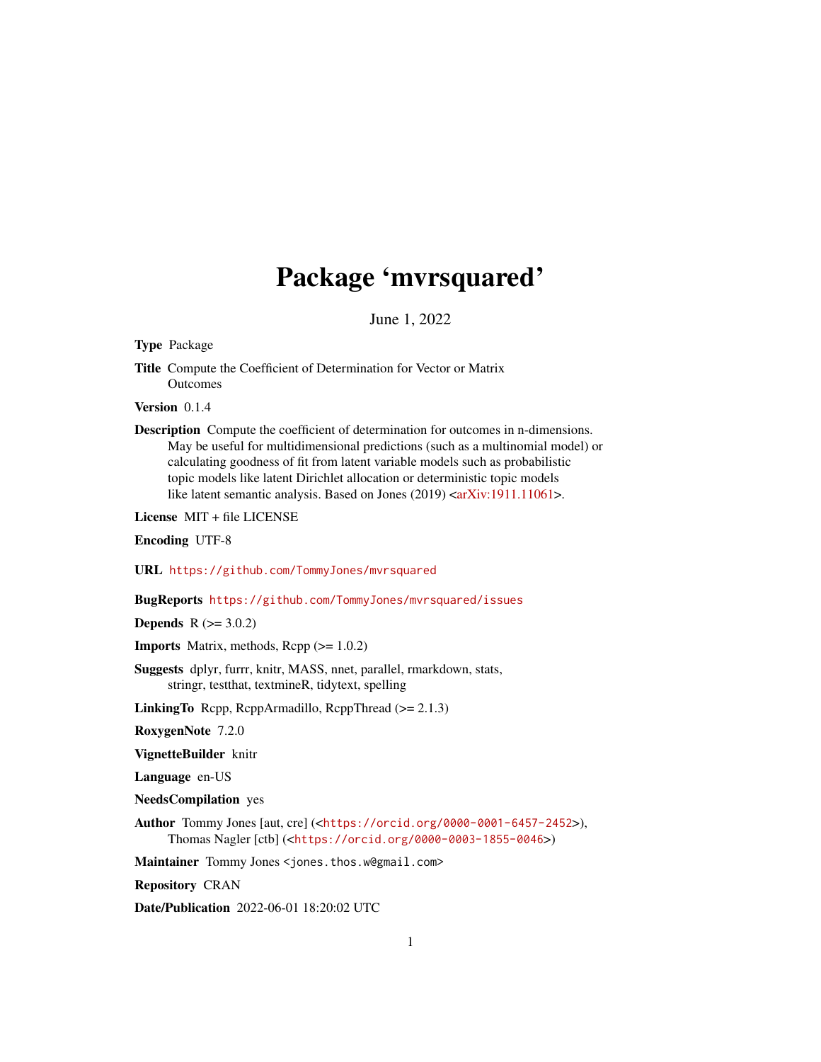# Package 'mvrsquared'

June 1, 2022

**Type** Package

**Title** Compute the Coefficient of Determination for Vector or Matrix Outcomes

**Version** 0.1.4

**Description** Compute the coefficient of determination for outcomes in n-dimensions. May be useful for multidimensional predictions (such as a multinomial model) or calculating goodness of fit from latent variable models such as probabilistic topic models like latent Dirichlet allocation or deterministic topic models like latent semantic analysis. Based on Jones (2019) <arXiv:1911.11061>.

**License** MIT + file LICENSE

**Encoding** UTF-8

**URL** https://github.com/TommyJones/mvrsquared

**BugReports** https://github.com/TommyJones/mvrsquared/issues

**Depends** R (>= 3.0.2)

**Imports** Matrix, methods, Rcpp (>= 1.0.2)

**Suggests** dplyr, furrr, knitr, MASS, nnet, parallel, rmarkdown, stats, stringr, testthat, textmineR, tidytext, spelling

**LinkingTo** Rcpp, RcppArmadillo, RcppThread (>= 2.1.3)

**RoxygenNote** 7.2.0

**VignetteBuilder** knitr

**Language** en-US

**NeedsCompilation** yes

**Author** Tommy Jones [aut, cre] (<https://orcid.org/0000-0001-6457-2452>), Thomas Nagler [ctb] (<https://orcid.org/0000-0003-1855-0046>)

**Maintainer** Tommy Jones <jones.thos.w@gmail.com>

**Repository** CRAN

**Date/Publication** 2022-06-01 18:20:02 UTC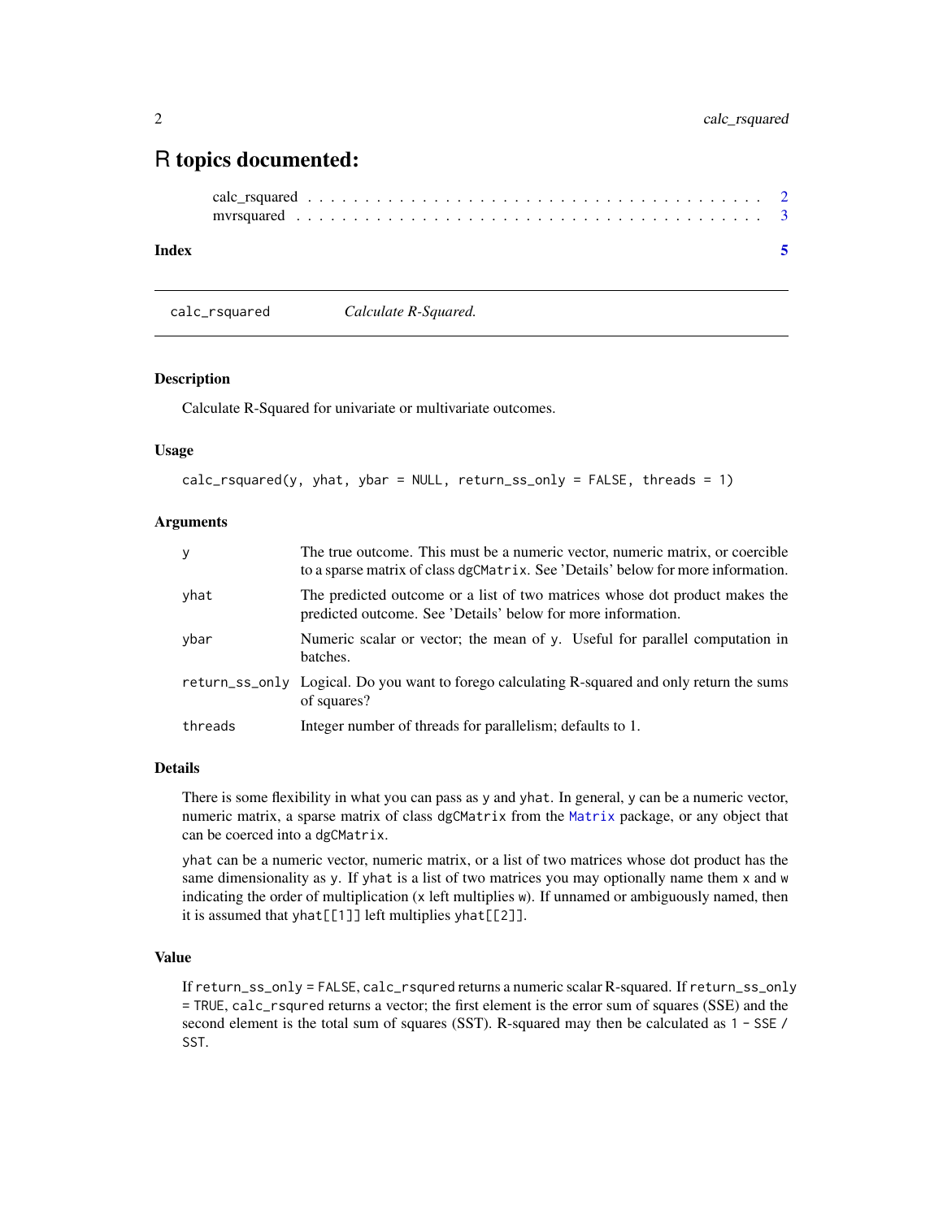# R topics documented:

calc_rsquared . . . . . . . . . . . . . . . . . . . . . . . . . . . . . . . . . . . . . . 2
mvrsquared . . . . . . . . . . . . . . . . . . . . . . . . . . . . . . . . . . . . . . . 3

**Index** 5

---

`calc_rsquared` *Calculate R-Squared.*

---

### Description

Calculate R-Squared for univariate or multivariate outcomes.

### Usage

```
calc_rsquared(y, yhat, ybar = NULL, return_ss_only = FALSE, threads = 1)
```

### Arguments

| | |
|---|---|
| `y` | The true outcome. This must be a numeric vector, numeric matrix, or coercible to a sparse matrix of class `dgCMatrix`. See 'Details' below for more information. |
| `yhat` | The predicted outcome or a list of two matrices whose dot product makes the predicted outcome. See 'Details' below for more information. |
| `ybar` | Numeric scalar or vector; the mean of `y`. Useful for parallel computation in batches. |
| `return_ss_only` | Logical. Do you want to forego calculating R-squared and only return the sums of squares? |
| `threads` | Integer number of threads for parallelism; defaults to 1. |

### Details

There is some flexibility in what you can pass as `y` and `yhat`. In general, `y` can be a numeric vector, numeric matrix, a sparse matrix of class `dgCMatrix` from the `Matrix` package, or any object that can be coerced into a `dgCMatrix`.

`yhat` can be a numeric vector, numeric matrix, or a list of two matrices whose dot product has the same dimensionality as `y`. If `yhat` is a list of two matrices you may optionally name them `x` and `w` indicating the order of multiplication (`x` left multiplies `w`). If unnamed or ambiguously named, then it is assumed that `yhat[[1]]` left multiplies `yhat[[2]]`.

### Value

If `return_ss_only = FALSE`, `calc_rsqured` returns a numeric scalar R-squared. If `return_ss_only = TRUE`, `calc_rsqured` returns a vector; the first element is the error sum of squares (SSE) and the second element is the total sum of squares (SST). R-squared may then be calculated as `1 - SSE / SST`.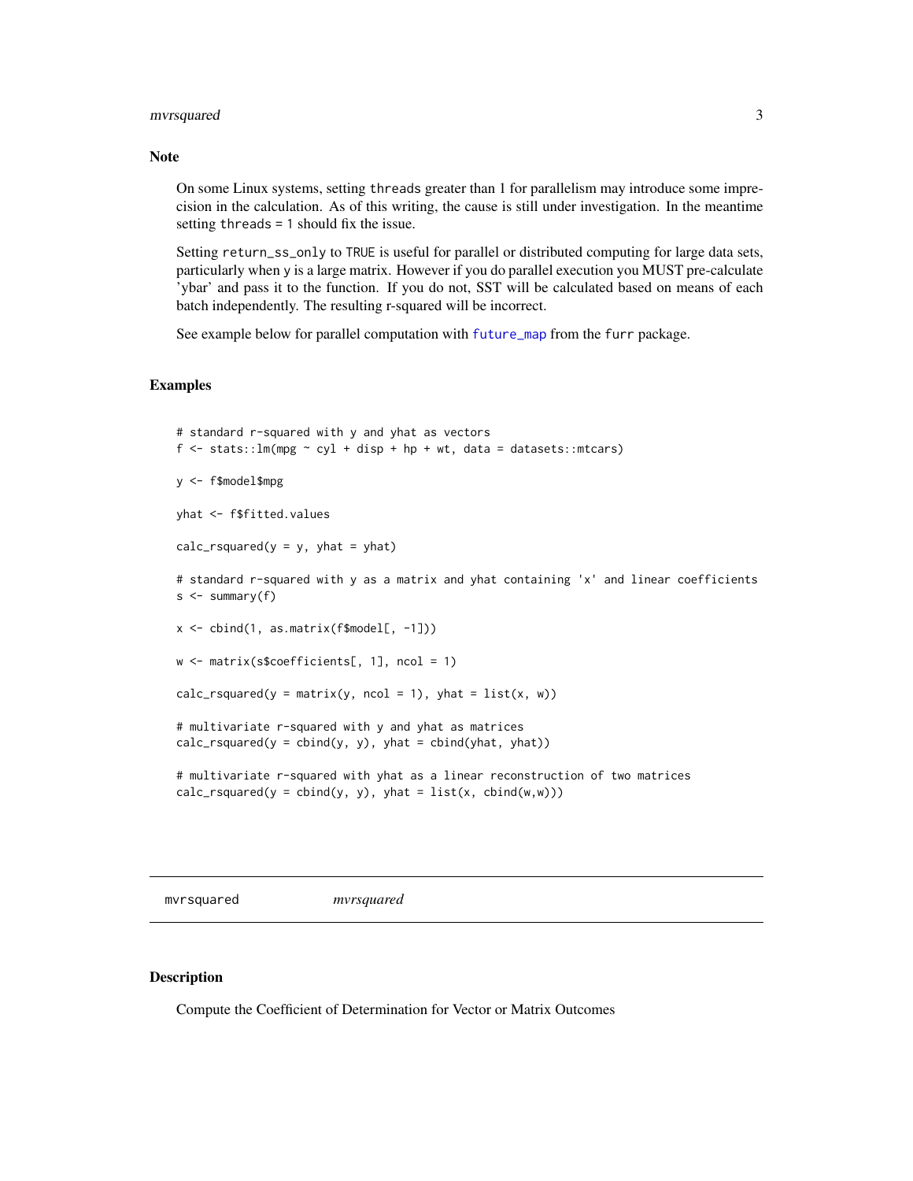## Note

On some Linux systems, setting `threads` greater than 1 for parallelism may introduce some imprecision in the calculation. As of this writing, the cause is still under investigation. In the meantime setting `threads = 1` should fix the issue.

Setting `return_ss_only` to `TRUE` is useful for parallel or distributed computing for large data sets, particularly when y is a large matrix. However if you do parallel execution you MUST pre-calculate 'ybar' and pass it to the function. If you do not, SST will be calculated based on means of each batch independently. The resulting r-squared will be incorrect.

See example below for parallel computation with `future_map` from the `furr` package.

## Examples

```
# standard r-squared with y and yhat as vectors
f <- stats::lm(mpg ~ cyl + disp + hp + wt, data = datasets::mtcars)

y <- f$model$mpg

yhat <- f$fitted.values

calc_rsquared(y = y, yhat = yhat)

# standard r-squared with y as a matrix and yhat containing 'x' and linear coefficients
s <- summary(f)

x <- cbind(1, as.matrix(f$model[, -1]))

w <- matrix(s$coefficients[, 1], ncol = 1)

calc_rsquared(y = matrix(y, ncol = 1), yhat = list(x, w))

# multivariate r-squared with y and yhat as matrices
calc_rsquared(y = cbind(y, y), yhat = cbind(yhat, yhat))

# multivariate r-squared with yhat as a linear reconstruction of two matrices
calc_rsquared(y = cbind(y, y), yhat = list(x, cbind(w,w)))
```

---

# mvrsquared *mvrsquared*

## Description

Compute the Coefficient of Determination for Vector or Matrix Outcomes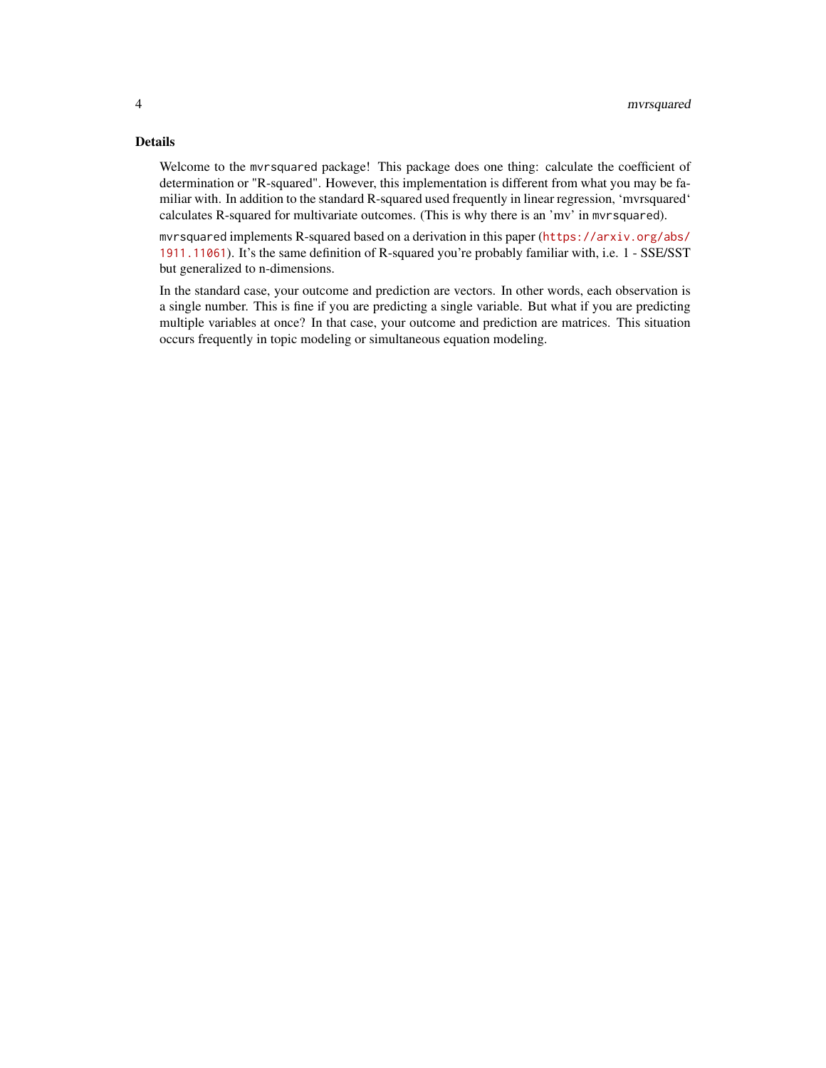## Details

Welcome to the `mvrsquared` package! This package does one thing: calculate the coefficient of determination or "R-squared". However, this implementation is different from what you may be familiar with. In addition to the standard R-squared used frequently in linear regression, 'mvrsquared' calculates R-squared for multivariate outcomes. (This is why there is an 'mv' in `mvrsquared`).

`mvrsquared` implements R-squared based on a derivation in this paper (https://arxiv.org/abs/1911.11061). It's the same definition of R-squared you're probably familiar with, i.e. 1 - SSE/SST but generalized to n-dimensions.

In the standard case, your outcome and prediction are vectors. In other words, each observation is a single number. This is fine if you are predicting a single variable. But what if you are predicting multiple variables at once? In that case, your outcome and prediction are matrices. This situation occurs frequently in topic modeling or simultaneous equation modeling.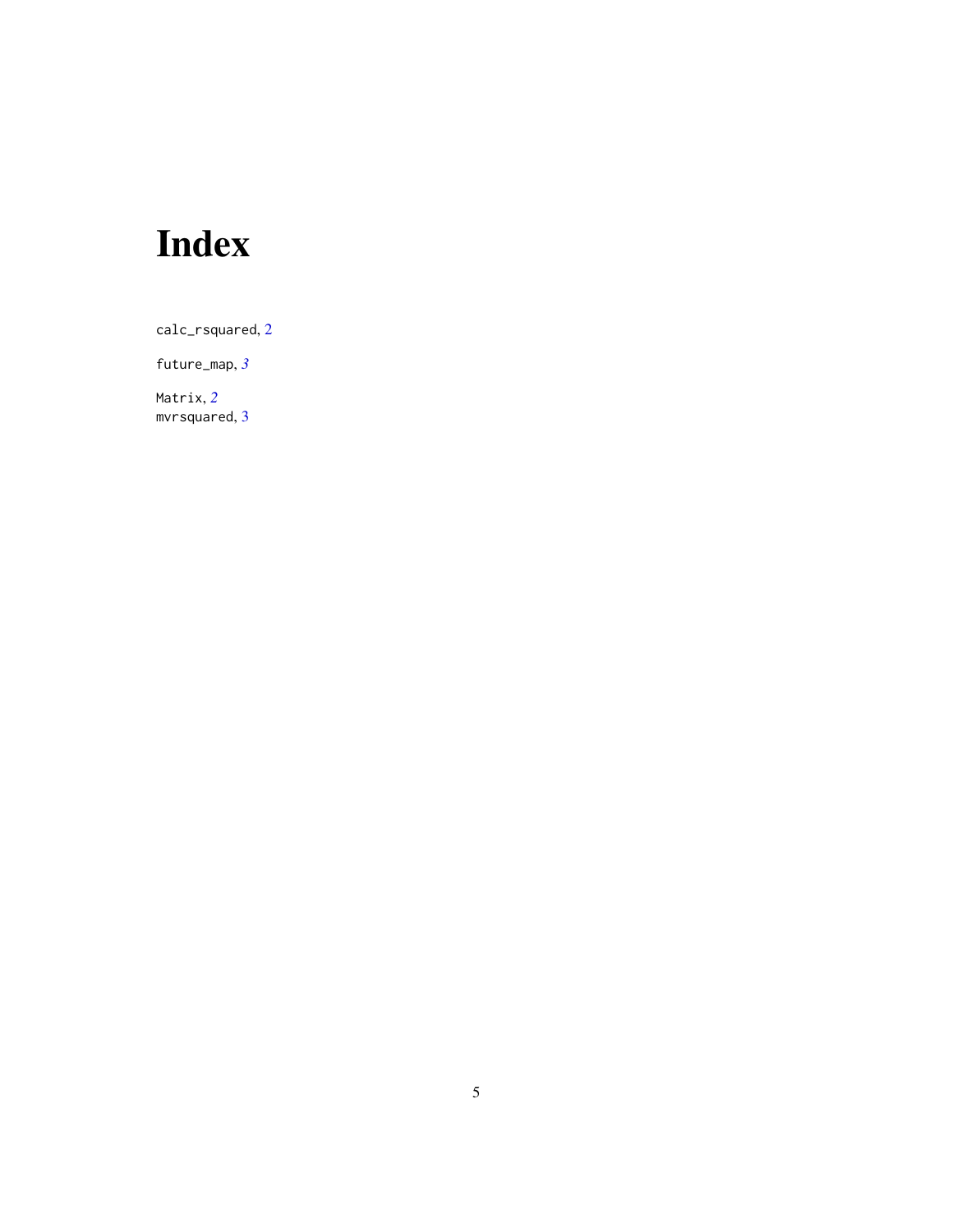# Index

calc_rsquared, 2

future_map, *3*

Matrix, *2*
mvrsquared, 3